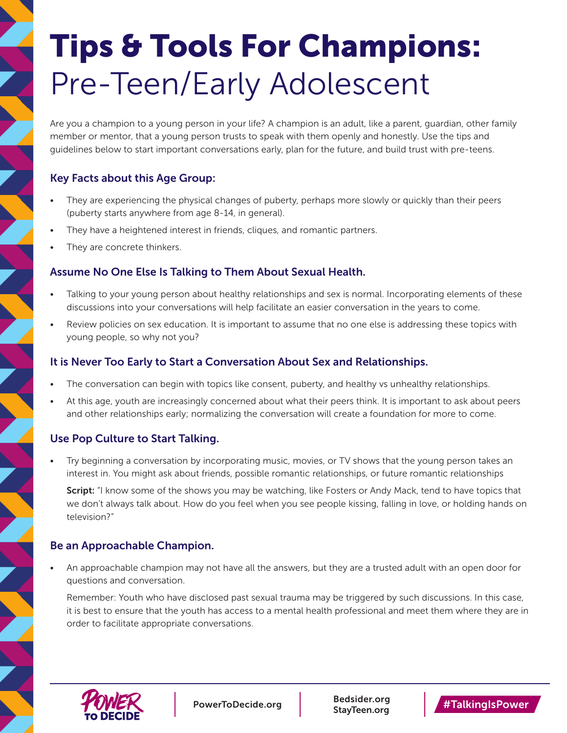# Tips & Tools For Champions: Pre-Teen/Early Adolescent

Are you a champion to a young person in your life? A champion is an adult, like a parent, guardian, other family member or mentor, that a young person trusts to speak with them openly and honestly. Use the tips and guidelines below to start important conversations early, plan for the future, and build trust with pre-teens.

### Key Facts about this Age Group:

- They are experiencing the physical changes of puberty, perhaps more slowly or quickly than their peers (puberty starts anywhere from age 8-14, in general).
- They have a heightened interest in friends, cliques, and romantic partners.
- They are concrete thinkers.

### Assume No One Else Is Talking to Them About Sexual Health.

- Talking to your young person about healthy relationships and sex is normal. Incorporating elements of these discussions into your conversations will help facilitate an easier conversation in the years to come.
- Review policies on sex education. It is important to assume that no one else is addressing these topics with young people, so why not you?

### It is Never Too Early to Start a Conversation About Sex and Relationships.

- The conversation can begin with topics like consent, puberty, and healthy vs unhealthy relationships.
- At this age, youth are increasingly concerned about what their peers think. It is important to ask about peers and other relationships early; normalizing the conversation will create a foundation for more to come.

### Use Pop Culture to Start Talking.

- Try beginning a conversation by incorporating music, movies, or TV shows that the young person takes an interest in. You might ask about friends, possible romantic relationships, or future romantic relationships

  **Script:** "I know some of the shows you may be watching, like Fosters or Andy Mack, tend to have topics that we don't always talk about. How do you feel when you see people kissing, falling in love, or holding hands on television?"

### Be an Approachable Champion.

- An approachable champion may not have all the answers, but they are a trusted adult with an open door for questions and conversation.

  Remember: Youth who have disclosed past sexual trauma may be triggered by such discussions. In this case, it is best to ensure that the youth has access to a mental health professional and meet them where they are in order to facilitate appropriate conversations.

POWER TO DECIDE | PowerToDecide.org | Bedsider.org StayTeen.org | #TalkingIsPower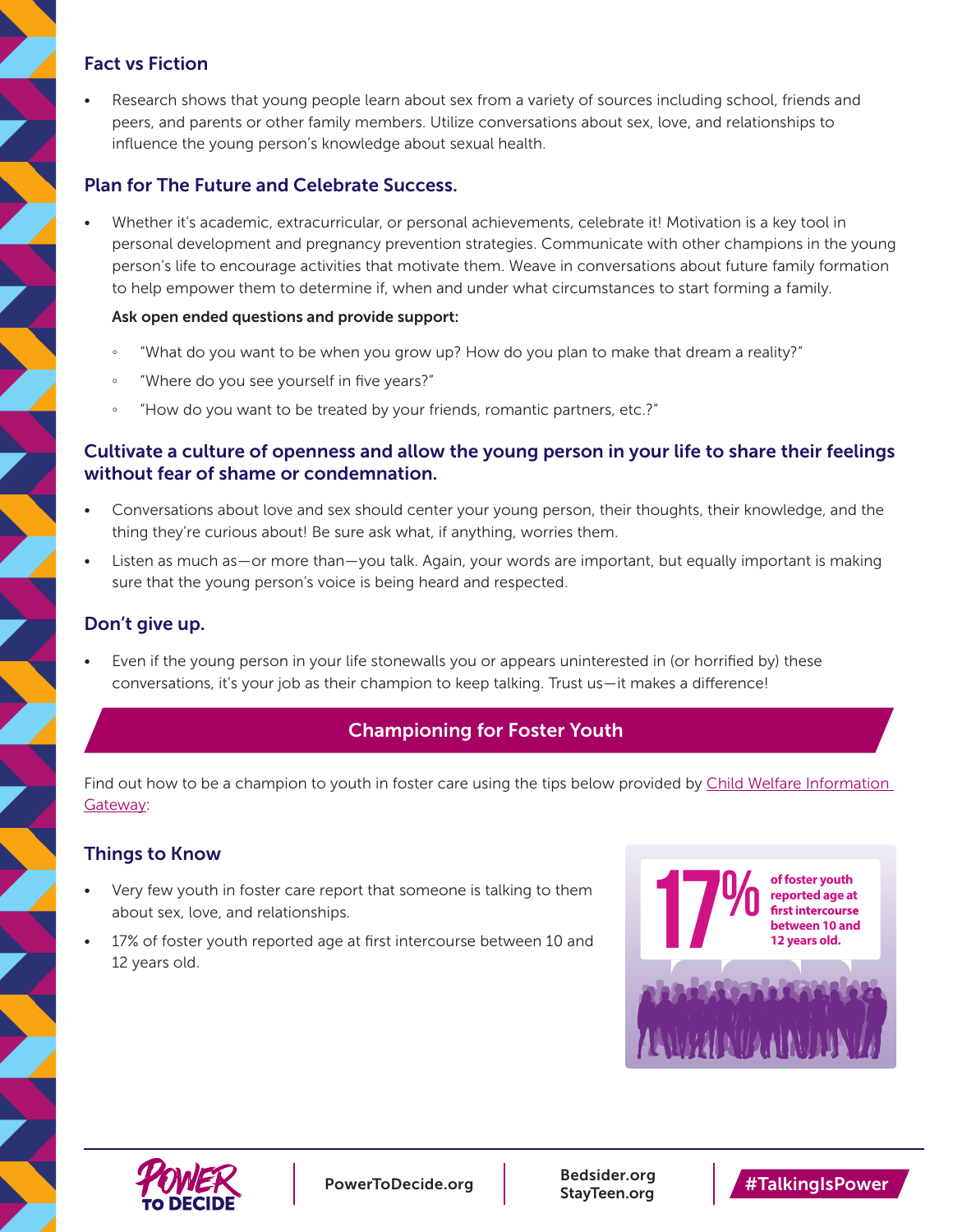### Fact vs Fiction

- Research shows that young people learn about sex from a variety of sources including school, friends and peers, and parents or other family members. Utilize conversations about sex, love, and relationships to influence the young person's knowledge about sexual health.

### Plan for The Future and Celebrate Success.

- Whether it's academic, extracurricular, or personal achievements, celebrate it! Motivation is a key tool in personal development and pregnancy prevention strategies. Communicate with other champions in the young person's life to encourage activities that motivate them. Weave in conversations about future family formation to help empower them to determine if, when and under what circumstances to start forming a family.

**Ask open ended questions and provide support:**

- "What do you want to be when you grow up? How do you plan to make that dream a reality?"
- "Where do you see yourself in five years?"
- "How do you want to be treated by your friends, romantic partners, etc.?"

### Cultivate a culture of openness and allow the young person in your life to share their feelings without fear of shame or condemnation.

- Conversations about love and sex should center your young person, their thoughts, their knowledge, and the thing they're curious about! Be sure ask what, if anything, worries them.
- Listen as much as—or more than—you talk. Again, your words are important, but equally important is making sure that the young person's voice is being heard and respected.

### Don't give up.

- Even if the young person in your life stonewalls you or appears uninterested in (or horrified by) these conversations, it's your job as their champion to keep talking. Trust us—it makes a difference!

## Championing for Foster Youth

Find out how to be a champion to youth in foster care using the tips below provided by Child Welfare Information Gateway:

### Things to Know

- Very few youth in foster care report that someone is talking to them about sex, love, and relationships.
- 17% of foster youth reported age at first intercourse between 10 and 12 years old.

**17%** of foster youth reported age at first intercourse between 10 and 12 years old.

PowerToDecide.org | Bedsider.org | StayTeen.org | #TalkingIsPower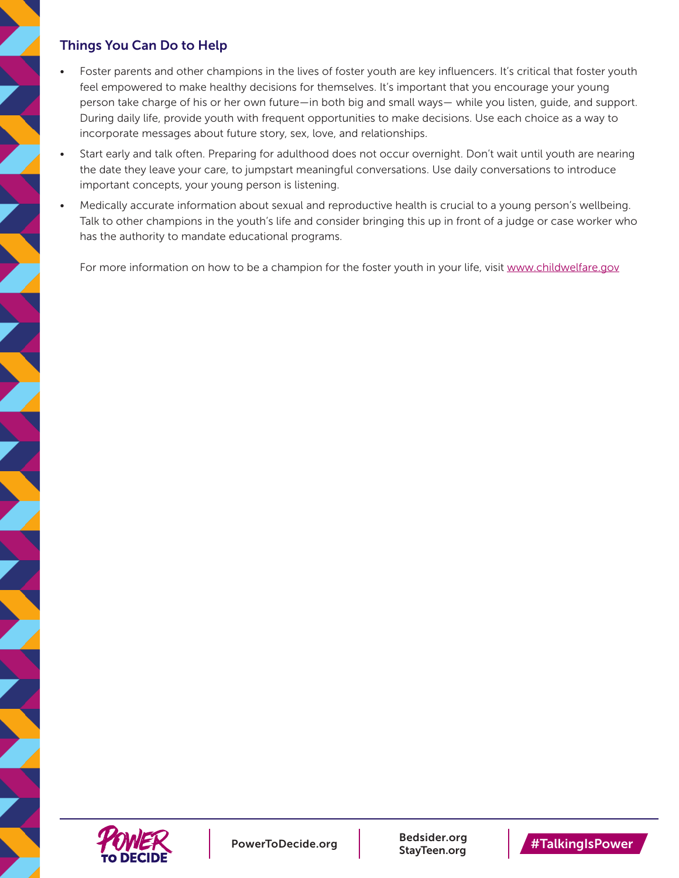## Things You Can Do to Help

- Foster parents and other champions in the lives of foster youth are key influencers. It's critical that foster youth feel empowered to make healthy decisions for themselves. It's important that you encourage your young person take charge of his or her own future—in both big and small ways— while you listen, guide, and support. During daily life, provide youth with frequent opportunities to make decisions. Use each choice as a way to incorporate messages about future story, sex, love, and relationships.
- Start early and talk often. Preparing for adulthood does not occur overnight. Don't wait until youth are nearing the date they leave your care, to jumpstart meaningful conversations. Use daily conversations to introduce important concepts, your young person is listening.
- Medically accurate information about sexual and reproductive health is crucial to a young person's wellbeing. Talk to other champions in the youth's life and consider bringing this up in front of a judge or case worker who has the authority to mandate educational programs.

For more information on how to be a champion for the foster youth in your life, visit www.childwelfare.gov

POWER TO DECIDE | PowerToDecide.org | Bedsider.org StayTeen.org | #TalkingIsPower